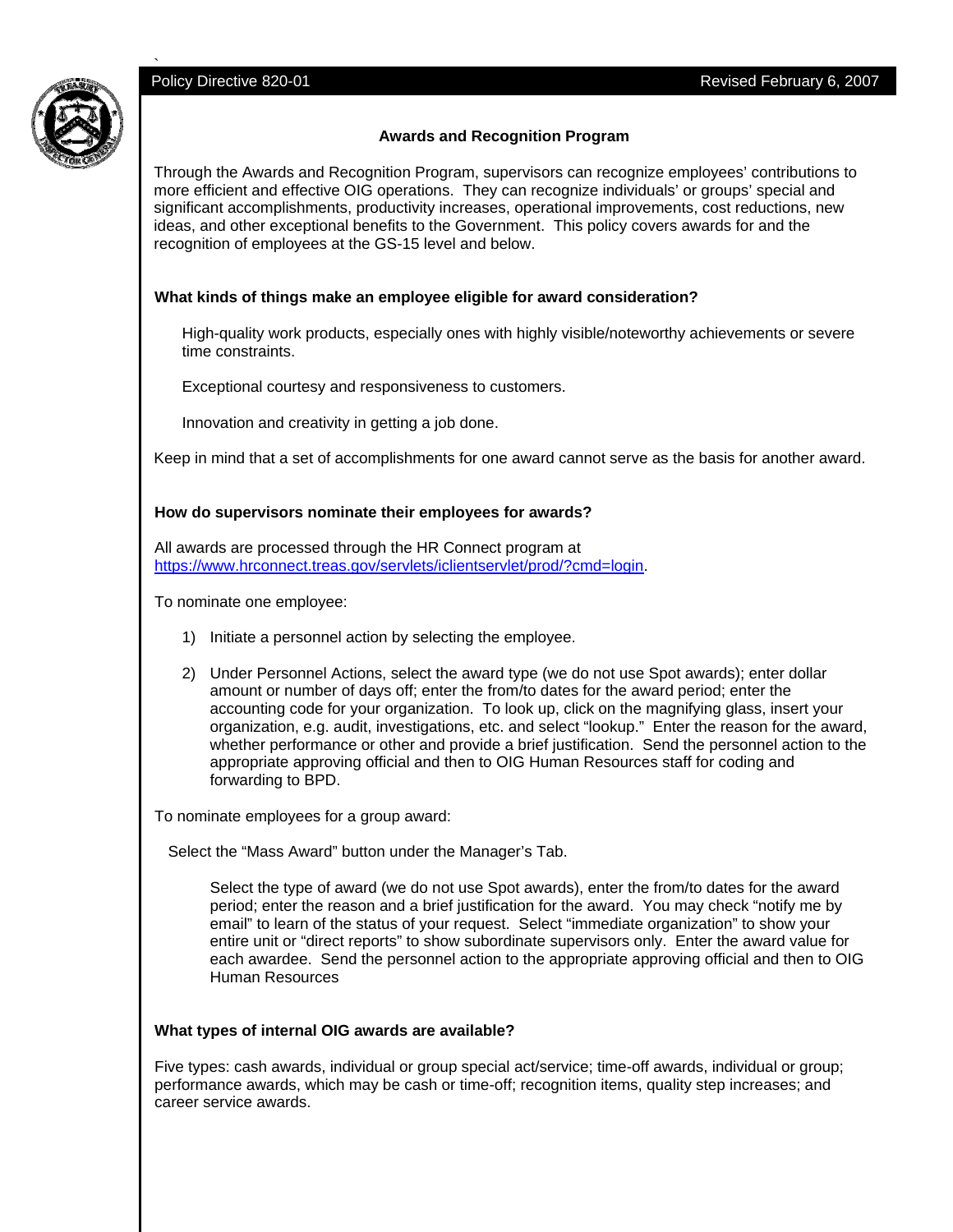Policy Directive 820-01 Revised February 6, 2007

## Awards and Recognition Program

Through the Awards and Recognition Program, supervisors can recognize employees' contributions to more efficient and effective OIG operations. They can recognize individuals' or groups' special and significant accomplishments, productivity increases, operational improvements, cost reductions, new ideas, and other exceptional benefits to the Government. This policy covers awards for and the recognition of employees at the GS-15 level and below.

### What kinds of things make an employee eligible for award consideration?

High-quality work products, especially ones with highly visible/noteworthy achievements or severe time constraints.

Exceptional courtesy and responsiveness to customers.

Innovation and creativity in getting a job done.

Keep in mind that a set of accomplishments for one award cannot serve as the basis for another award.

### How do supervisors nominate their employees for awards?

All awards are processed through the HR Connect program at https://www.hrconnect.treas.gov/servlets/iclientservlet/prod/?cmd=login.

To nominate one employee:

1) Initiate a personnel action by selecting the employee.

2) Under Personnel Actions, select the award type (we do not use Spot awards); enter dollar amount or number of days off; enter the from/to dates for the award period; enter the accounting code for your organization. To look up, click on the magnifying glass, insert your organization, e.g. audit, investigations, etc. and select "lookup." Enter the reason for the award, whether performance or other and provide a brief justification. Send the personnel action to the appropriate approving official and then to OIG Human Resources staff for coding and forwarding to BPD.

To nominate employees for a group award:

Select the "Mass Award" button under the Manager's Tab.

Select the type of award (we do not use Spot awards), enter the from/to dates for the award period; enter the reason and a brief justification for the award. You may check "notify me by email" to learn of the status of your request. Select "immediate organization" to show your entire unit or "direct reports" to show subordinate supervisors only. Enter the award value for each awardee. Send the personnel action to the appropriate approving official and then to OIG Human Resources

### What types of internal OIG awards are available?

Five types: cash awards, individual or group special act/service; time-off awards, individual or group; performance awards, which may be cash or time-off; recognition items, quality step increases; and career service awards.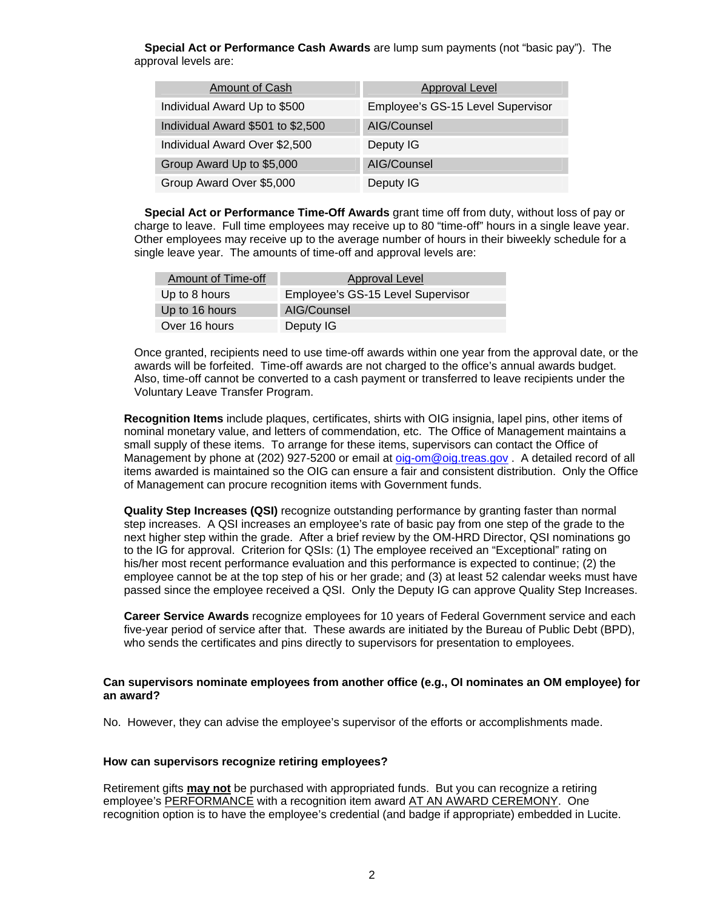**Special Act or Performance Cash Awards** are lump sum payments (not "basic pay"). The approval levels are:

| Amount of Cash | Approval Level |
|---|---|
| Individual Award Up to $500 | Employee's GS-15 Level Supervisor |
| Individual Award $501 to $2,500 | AIG/Counsel |
| Individual Award Over $2,500 | Deputy IG |
| Group Award Up to $5,000 | AIG/Counsel |
| Group Award Over $5,000 | Deputy IG |

**Special Act or Performance Time-Off Awards** grant time off from duty, without loss of pay or charge to leave. Full time employees may receive up to 80 "time-off" hours in a single leave year. Other employees may receive up to the average number of hours in their biweekly schedule for a single leave year. The amounts of time-off and approval levels are:

| Amount of Time-off | Approval Level |
|---|---|
| Up to 8 hours | Employee's GS-15 Level Supervisor |
| Up to 16 hours | AIG/Counsel |
| Over 16 hours | Deputy IG |

Once granted, recipients need to use time-off awards within one year from the approval date, or the awards will be forfeited. Time-off awards are not charged to the office's annual awards budget. Also, time-off cannot be converted to a cash payment or transferred to leave recipients under the Voluntary Leave Transfer Program.

**Recognition Items** include plaques, certificates, shirts with OIG insignia, lapel pins, other items of nominal monetary value, and letters of commendation, etc. The Office of Management maintains a small supply of these items. To arrange for these items, supervisors can contact the Office of Management by phone at (202) 927-5200 or email at oig-om@oig.treas.gov . A detailed record of all items awarded is maintained so the OIG can ensure a fair and consistent distribution. Only the Office of Management can procure recognition items with Government funds.

**Quality Step Increases (QSI)** recognize outstanding performance by granting faster than normal step increases. A QSI increases an employee's rate of basic pay from one step of the grade to the next higher step within the grade. After a brief review by the OM-HRD Director, QSI nominations go to the IG for approval. Criterion for QSIs: (1) The employee received an "Exceptional" rating on his/her most recent performance evaluation and this performance is expected to continue; (2) the employee cannot be at the top step of his or her grade; and (3) at least 52 calendar weeks must have passed since the employee received a QSI. Only the Deputy IG can approve Quality Step Increases.

**Career Service Awards** recognize employees for 10 years of Federal Government service and each five-year period of service after that. These awards are initiated by the Bureau of Public Debt (BPD), who sends the certificates and pins directly to supervisors for presentation to employees.

**Can supervisors nominate employees from another office (e.g., OI nominates an OM employee) for an award?**

No. However, they can advise the employee's supervisor of the efforts or accomplishments made.

**How can supervisors recognize retiring employees?**

Retirement gifts **may not** be purchased with appropriated funds. But you can recognize a retiring employee's PERFORMANCE with a recognition item award AT AN AWARD CEREMONY. One recognition option is to have the employee's credential (and badge if appropriate) embedded in Lucite.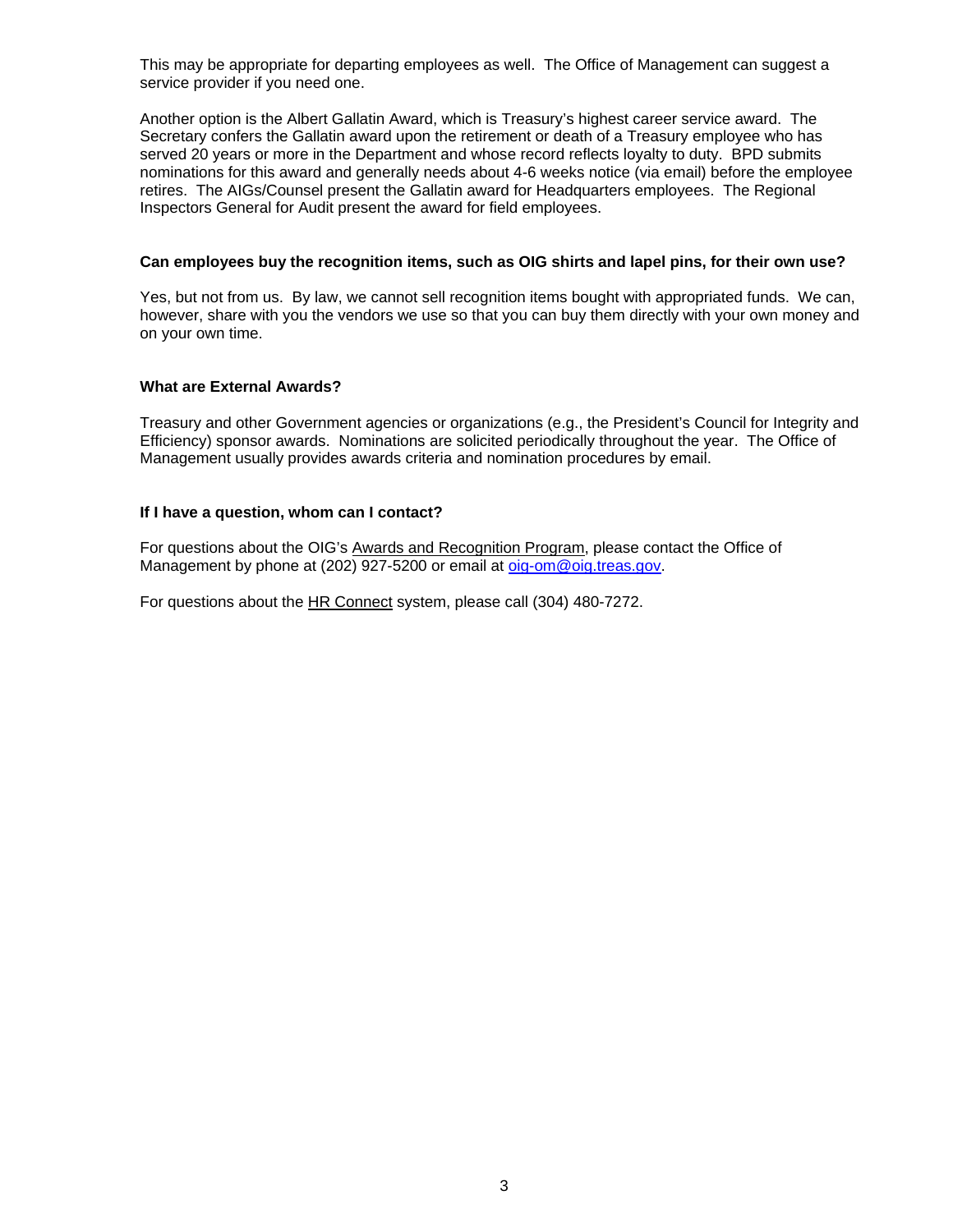This may be appropriate for departing employees as well. The Office of Management can suggest a service provider if you need one.

Another option is the Albert Gallatin Award, which is Treasury's highest career service award. The Secretary confers the Gallatin award upon the retirement or death of a Treasury employee who has served 20 years or more in the Department and whose record reflects loyalty to duty. BPD submits nominations for this award and generally needs about 4-6 weeks notice (via email) before the employee retires. The AIGs/Counsel present the Gallatin award for Headquarters employees. The Regional Inspectors General for Audit present the award for field employees.

**Can employees buy the recognition items, such as OIG shirts and lapel pins, for their own use?**

Yes, but not from us. By law, we cannot sell recognition items bought with appropriated funds. We can, however, share with you the vendors we use so that you can buy them directly with your own money and on your own time.

**What are External Awards?**

Treasury and other Government agencies or organizations (e.g., the President's Council for Integrity and Efficiency) sponsor awards. Nominations are solicited periodically throughout the year. The Office of Management usually provides awards criteria and nomination procedures by email.

**If I have a question, whom can I contact?**

For questions about the OIG's Awards and Recognition Program, please contact the Office of Management by phone at (202) 927-5200 or email at oig-om@oig.treas.gov.

For questions about the HR Connect system, please call (304) 480-7272.